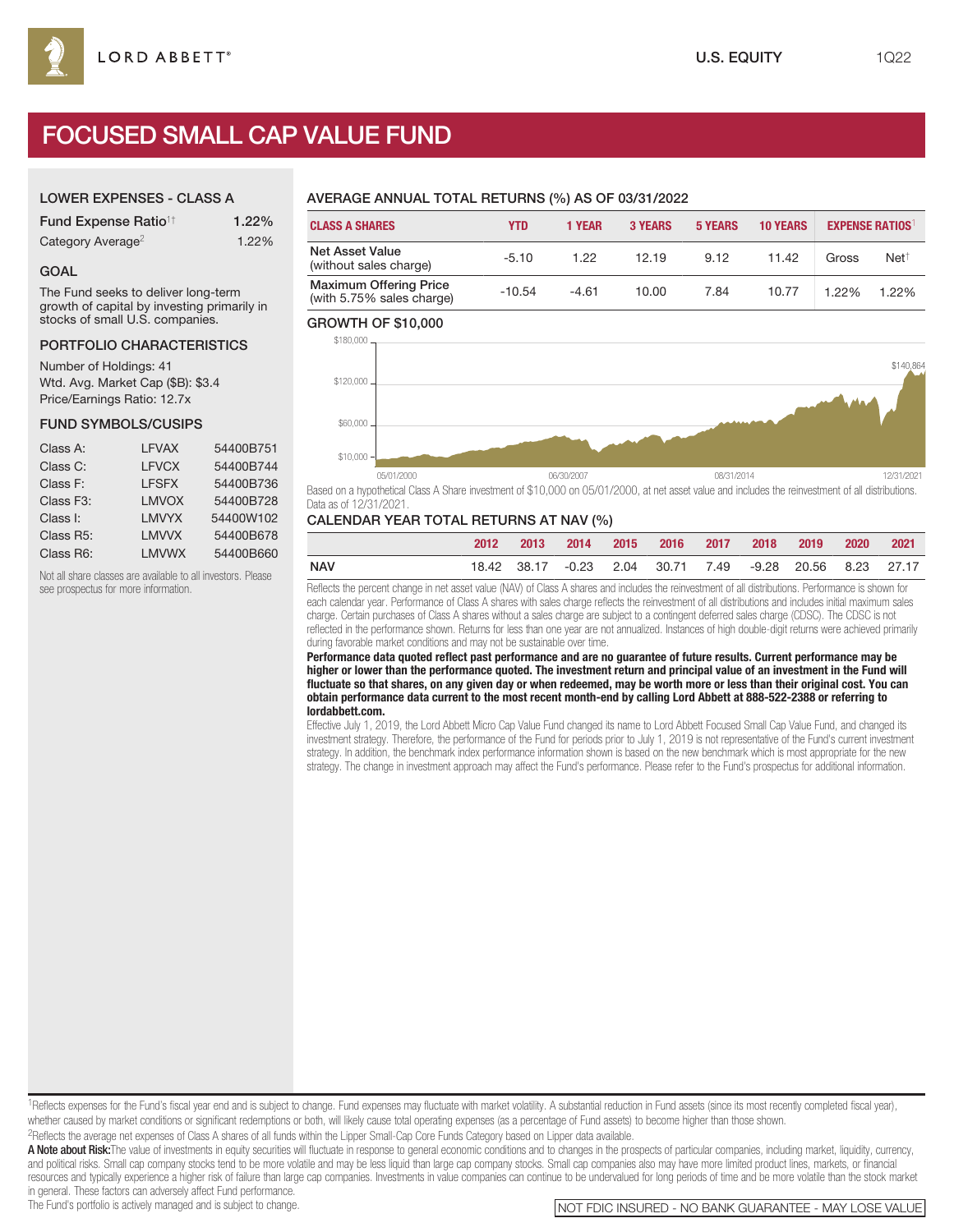LORD ABBETT®

U.S. EQUITY 1Q22

# FOCUSED SMALL CAP VALUE FUND

## LOWER EXPENSES - CLASS A

| | |
|---|---|
| Fund Expense Ratio[1†] | 1.22% |
| Category Average[2] | 1.22% |

## GOAL

The Fund seeks to deliver long-term growth of capital by investing primarily in stocks of small U.S. companies.

## PORTFOLIO CHARACTERISTICS

Number of Holdings: 41
Wtd. Avg. Market Cap ($B): $3.4
Price/Earnings Ratio: 12.7x

## FUND SYMBOLS/CUSIPS

| | | |
|---|---|---|
| Class A: | LFVAX | 54400B751 |
| Class C: | LFVCX | 54400B744 |
| Class F: | LFSFX | 54400B736 |
| Class F3: | LMVOX | 54400B728 |
| Class I: | LMVYX | 54400W102 |
| Class R5: | LMVVX | 54400B678 |
| Class R6: | LMVWX | 54400B660 |

Not all share classes are available to all investors. Please see prospectus for more information.

## AVERAGE ANNUAL TOTAL RETURNS (%) AS OF 03/31/2022

| CLASS A SHARES | YTD | 1 YEAR | 3 YEARS | 5 YEARS | 10 YEARS | EXPENSE RATIOS[1] | |
|---|---|---|---|---|---|---|---|
| | | | | | | Gross | Net[†] |
| Net Asset Value (without sales charge) | -5.10 | 1.22 | 12.19 | 9.12 | 11.42 | 1.22% | 1.22% |
| Maximum Offering Price (with 5.75% sales charge) | -10.54 | -4.61 | 10.00 | 7.84 | 10.77 | | |

## GROWTH OF $10,000

$140,864

Based on a hypothetical Class A Share investment of $10,000 on 05/01/2000, at net asset value and includes the reinvestment of all distributions. Data as of 12/31/2021.

## CALENDAR YEAR TOTAL RETURNS AT NAV (%)

| | 2012 | 2013 | 2014 | 2015 | 2016 | 2017 | 2018 | 2019 | 2020 | 2021 |
|---|---|---|---|---|---|---|---|---|---|---|
| NAV | 18.42 | 38.17 | -0.23 | 2.04 | 30.71 | 7.49 | -9.28 | 20.56 | 8.23 | 27.17 |

Reflects the percent change in net asset value (NAV) of Class A shares and includes the reinvestment of all distributions. Performance is shown for each calendar year. Performance of Class A shares with sales charge reflects the reinvestment of all distributions and includes initial maximum sales charge. Certain purchases of Class A shares without a sales charge are subject to a contingent deferred sales charge (CDSC). The CDSC is not reflected in the performance shown. Returns for less than one year are not annualized. Instances of high double-digit returns were achieved primarily during favorable market conditions and may not be sustainable over time.

**Performance data quoted reflect past performance and are no guarantee of future results. Current performance may be higher or lower than the performance quoted. The investment return and principal value of an investment in the Fund will fluctuate so that shares, on any given day or when redeemed, may be worth more or less than their original cost. You can obtain performance data current to the most recent month-end by calling Lord Abbett at 888-522-2388 or referring to lordabbett.com.**

Effective July 1, 2019, the Lord Abbett Micro Cap Value Fund changed its name to Lord Abbett Focused Small Cap Value Fund, and changed its investment strategy. Therefore, the performance of the Fund for periods prior to July 1, 2019 is not representative of the Fund's current investment strategy. In addition, the benchmark index performance information shown is based on the new benchmark which is most appropriate for the new strategy. The change in investment approach may affect the Fund's performance. Please refer to the Fund's prospectus for additional information.

[1]Reflects expenses for the Fund's fiscal year end and is subject to change. Fund expenses may fluctuate with market volatility. A substantial reduction in Fund assets (since its most recently completed fiscal year), whether caused by market conditions or significant redemptions or both, will likely cause total operating expenses (as a percentage of Fund assets) to become higher than those shown.

[2]Reflects the average net expenses of Class A shares of all funds within the Lipper Small-Cap Core Funds Category based on Lipper data available.

**A Note about Risk:** The value of investments in equity securities will fluctuate in response to general economic conditions and to changes in the prospects of particular companies, including market, liquidity, currency, and political risks. Small cap company stocks tend to be more volatile and may be less liquid than large cap company stocks. Small cap companies also may have more limited product lines, markets, or financial resources and typically experience a higher risk of failure than large cap companies. Investments in value companies can continue to be undervalued for long periods of time and be more volatile than the stock market in general. These factors can adversely affect Fund performance.

The Fund's portfolio is actively managed and is subject to change.

NOT FDIC INSURED - NO BANK GUARANTEE - MAY LOSE VALUE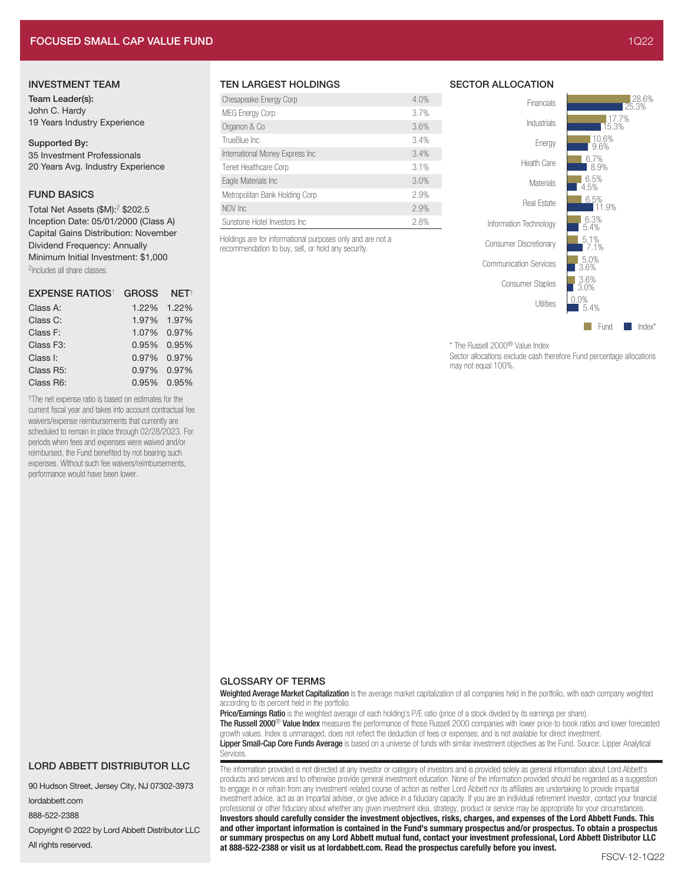## INVESTMENT TEAM

**Team Leader(s):**
John C. Hardy
19 Years Industry Experience

**Supported By:**
35 Investment Professionals
20 Years Avg. Industry Experience

## FUND BASICS

Total Net Assets ($M):[2] $202.5
Inception Date: 05/01/2000 (Class A)
Capital Gains Distribution: November
Dividend Frequency: Annually
Minimum Initial Investment: $1,000

[2]Includes all share classes.

| EXPENSE RATIOS[†] | GROSS | NET[†] |
|---|---|---|
| Class A: | 1.22% | 1.22% |
| Class C: | 1.97% | 1.97% |
| Class F: | 1.07% | 0.97% |
| Class F3: | 0.95% | 0.95% |
| Class I: | 0.97% | 0.97% |
| Class R5: | 0.97% | 0.97% |
| Class R6: | 0.95% | 0.95% |

[†]The net expense ratio is based on estimates for the current fiscal year and takes into account contractual fee waivers/expense reimbursements that currently are scheduled to remain in place through 02/28/2023. For periods when fees and expenses were waived and/or reimbursed, the Fund benefited by not bearing such expenses. Without such fee waivers/reimbursements, performance would have been lower.

## TEN LARGEST HOLDINGS

| | |
|---|---|
| Chesapeake Energy Corp | 4.0% |
| MEG Energy Corp | 3.7% |
| Organon & Co | 3.6% |
| TrueBlue Inc | 3.4% |
| International Money Express Inc | 3.4% |
| Tenet Healthcare Corp | 3.1% |
| Eagle Materials Inc | 3.0% |
| Metropolitan Bank Holding Corp | 2.9% |
| NOV Inc | 2.9% |
| Sunstone Hotel Investors Inc | 2.8% |

Holdings are for informational purposes only and are not a recommendation to buy, sell, or hold any security.

## SECTOR ALLOCATION

Financials 28.6% 25.3%
Industrials 17.7% 15.3%
Energy 10.6% 9.6%
Health Care 6.7% 8.9%
Materials 6.5% 4.5%
Real Estate 6.5% 11.9%
Information Technology 6.3% 5.4%
Consumer Discretionary 5.1% 7.1%
Communication Services 5.0% 3.6%
Consumer Staples 3.6% 3.0%
Utilities 0.0% 5.4%

Fund Index*

* The Russell 2000® Value Index
Sector allocations exclude cash therefore Fund percentage allocations may not equal 100%.

## GLOSSARY OF TERMS

**Weighted Average Market Capitalization** is the average market capitalization of all companies held in the portfolio, with each company weighted according to its percent held in the portfolio.
**Price/Earnings Ratio** is the weighted average of each holding's P/E ratio (price of a stock divided by its earnings per share).
**The Russell 2000® Value Index** measures the performance of those Russell 2000 companies with lower price-to-book ratios and lower forecasted growth values. Index is unmanaged, does not reflect the deduction of fees or expenses; and is not available for direct investment.
**Lipper Small-Cap Core Funds Average** is based on a universe of funds with similar investment objectives as the Fund. Source: Lipper Analytical Services.

The information provided is not directed at any investor or category of investors and is provided solely as general information about Lord Abbett's products and services and to otherwise provide general investment education. None of the information provided should be regarded as a suggestion to engage in or refrain from any investment-related course of action as neither Lord Abbett nor its affiliates are undertaking to provide impartial investment advice, act as an impartial adviser, or give advice in a fiduciary capacity. If you are an individual retirement investor, contact your financial professional or other fiduciary about whether any given investment idea, strategy, product or service may be appropriate for your circumstances.
**Investors should carefully consider the investment objectives, risks, charges, and expenses of the Lord Abbett Funds. This and other important information is contained in the Fund's summary prospectus and/or prospectus. To obtain a prospectus or summary prospectus on any Lord Abbett mutual fund, contact your investment professional, Lord Abbett Distributor LLC at 888-522-2388 or visit us at lordabbett.com. Read the prospectus carefully before you invest.**

## LORD ABBETT DISTRIBUTOR LLC

90 Hudson Street, Jersey City, NJ 07302-3973
lordabbett.com
888-522-2388
Copyright © 2022 by Lord Abbett Distributor LLC
All rights reserved.

FSCV-12-1Q22